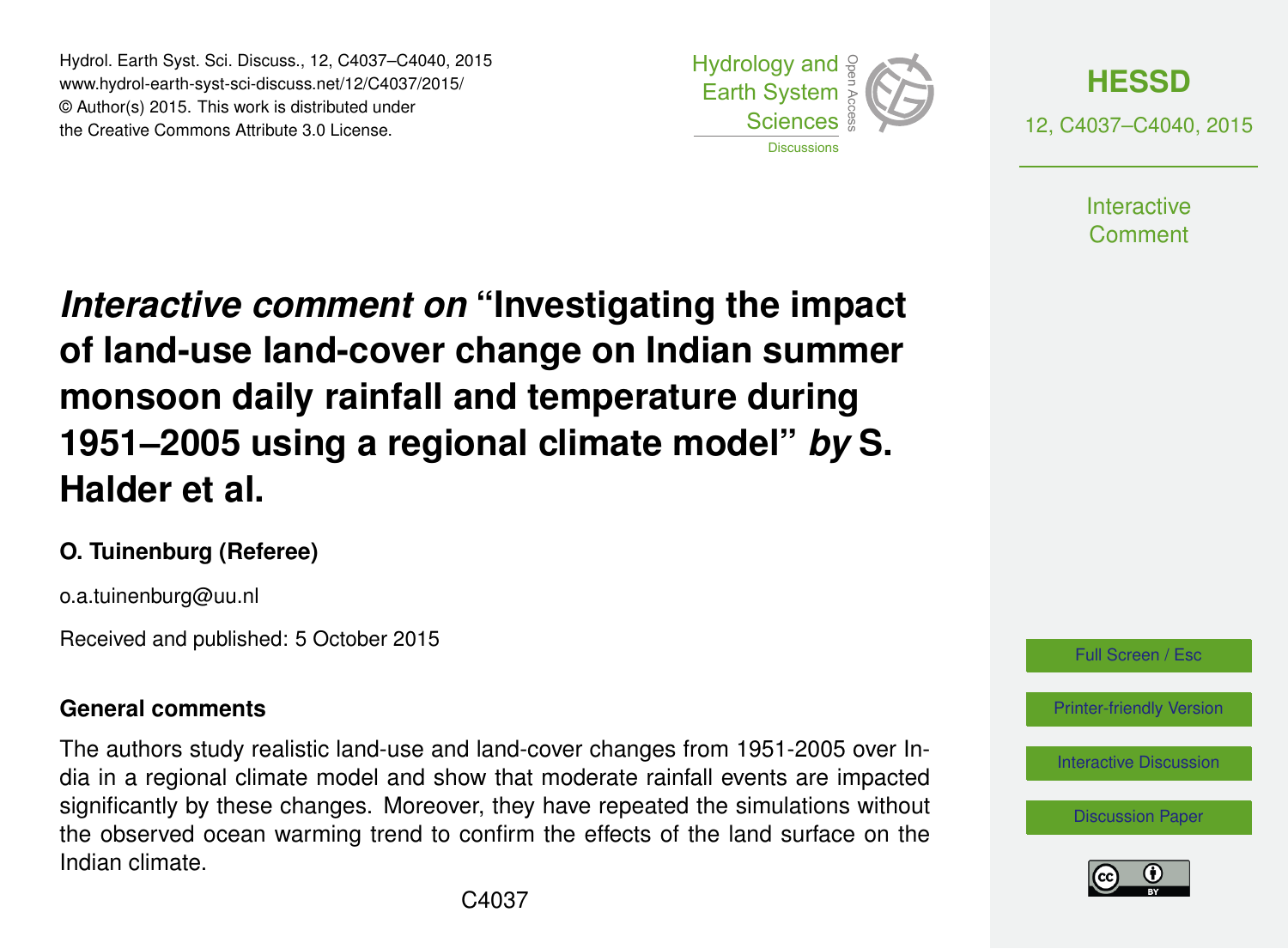# *Interactive comment on* "Investigating the impact of land-use land-cover change on Indian summer monsoon daily rainfall and temperature during 1951–2005 using a regional climate model" *by* S. Halder et al.

**O. Tuinenburg (Referee)**

o.a.tuinenburg@uu.nl

Received and published: 5 October 2015

## General comments

The authors study realistic land-use and land-cover changes from 1951-2005 over India in a regional climate model and show that moderate rainfall events are impacted significantly by these changes. Moreover, they have repeated the simulations without the observed ocean warming trend to confirm the effects of the land surface on the Indian climate.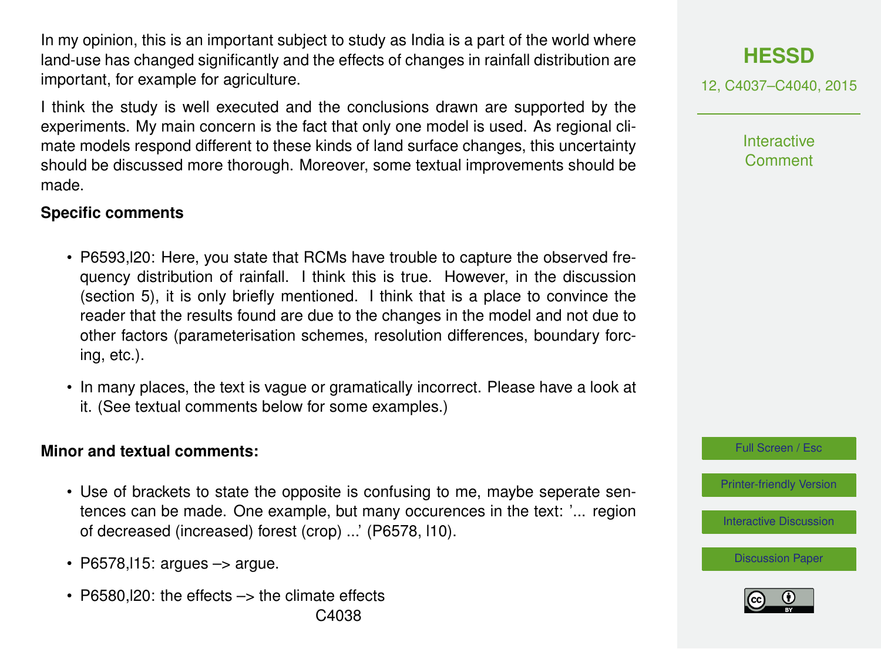In my opinion, this is an important subject to study as India is a part of the world where land-use has changed significantly and the effects of changes in rainfall distribution are important, for example for agriculture.

I think the study is well executed and the conclusions drawn are supported by the experiments. My main concern is the fact that only one model is used. As regional climate models respond different to these kinds of land surface changes, this uncertainty should be discussed more thorough. Moreover, some textual improvements should be made.

**Specific comments**

- P6593,l20: Here, you state that RCMs have trouble to capture the observed frequency distribution of rainfall. I think this is true. However, in the discussion (section 5), it is only briefly mentioned. I think that is a place to convince the reader that the results found are due to the changes in the model and not due to other factors (parameterisation schemes, resolution differences, boundary forcing, etc.).
- In many places, the text is vague or gramatically incorrect. Please have a look at it. (See textual comments below for some examples.)

**Minor and textual comments:**

- Use of brackets to state the opposite is confusing to me, maybe seperate sentences can be made. One example, but many occurences in the text: '... region of decreased (increased) forest (crop) ...' (P6578, l10).
- P6578,l15: argues –> argue.
- P6580,l20: the effects –> the climate effects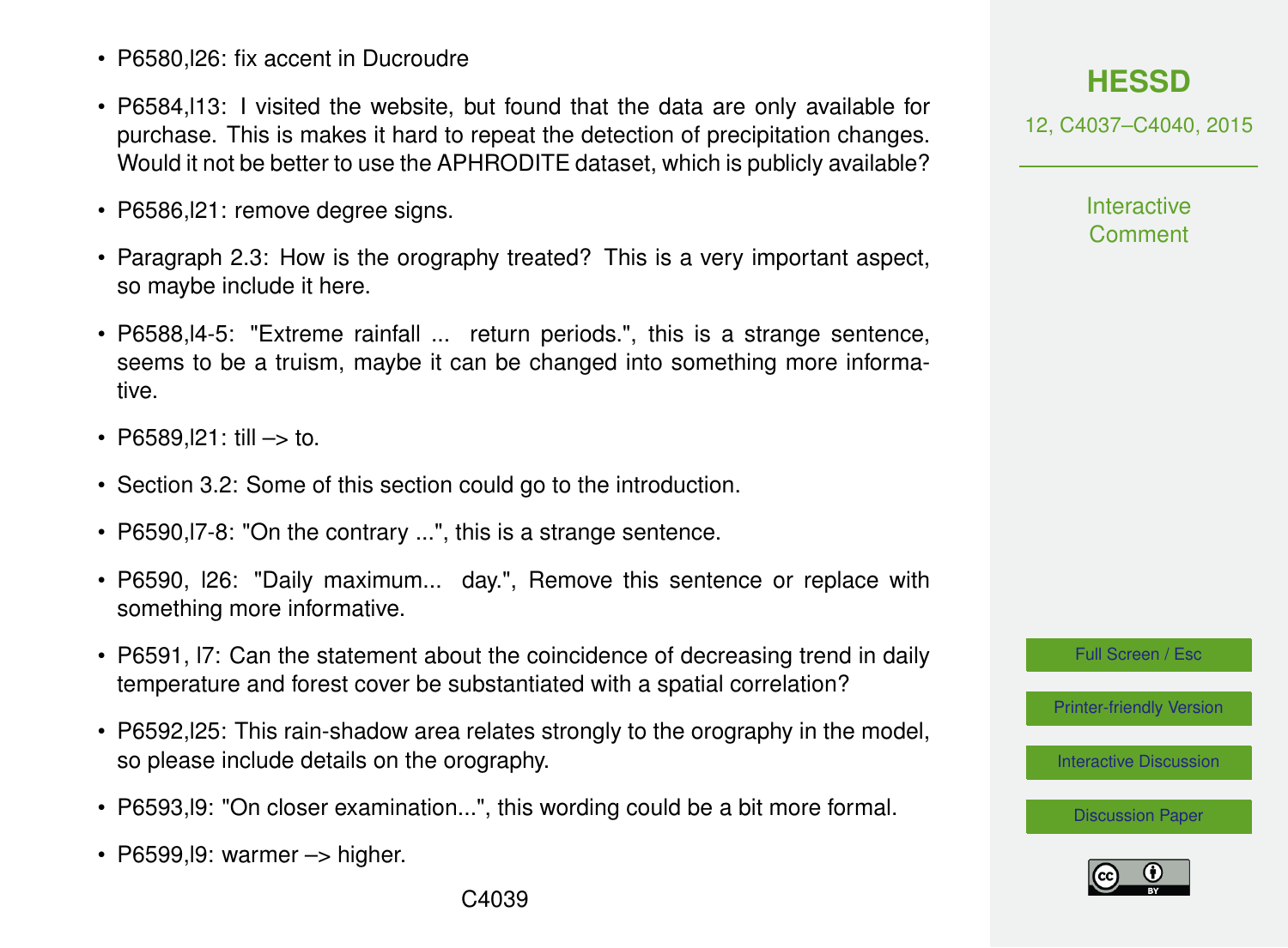- P6580,l26: fix accent in Ducroudre
- P6584,l13: I visited the website, but found that the data are only available for purchase. This is makes it hard to repeat the detection of precipitation changes. Would it not be better to use the APHRODITE dataset, which is publicly available?
- P6586,l21: remove degree signs.
- Paragraph 2.3: How is the orography treated? This is a very important aspect, so maybe include it here.
- P6588,l4-5: "Extreme rainfall ... return periods.", this is a strange sentence, seems to be a truism, maybe it can be changed into something more informative.
- P6589,l21: till –> to.
- Section 3.2: Some of this section could go to the introduction.
- P6590,l7-8: "On the contrary ...", this is a strange sentence.
- P6590, l26: "Daily maximum... day.", Remove this sentence or replace with something more informative.
- P6591, l7: Can the statement about the coincidence of decreasing trend in daily temperature and forest cover be substantiated with a spatial correlation?
- P6592,l25: This rain-shadow area relates strongly to the orography in the model, so please include details on the orography.
- P6593,l9: "On closer examination...", this wording could be a bit more formal.
- P6599,l9: warmer –> higher.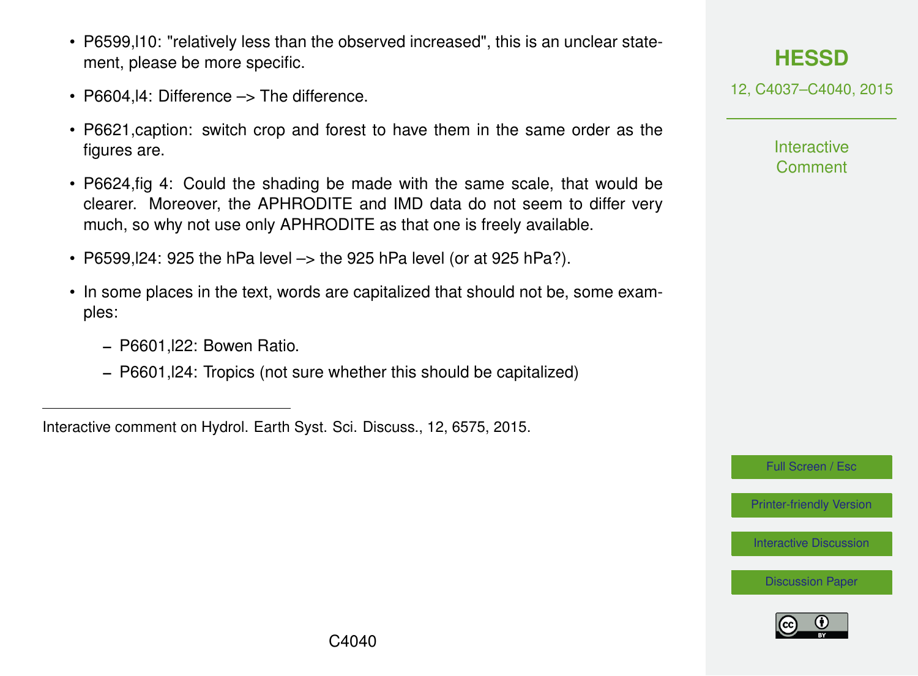- P6599,l10: "relatively less than the observed increased", this is an unclear statement, please be more specific.
- P6604,l4: Difference –> The difference.
- P6621,caption: switch crop and forest to have them in the same order as the figures are.
- P6624,fig 4: Could the shading be made with the same scale, that would be clearer. Moreover, the APHRODITE and IMD data do not seem to differ very much, so why not use only APHRODITE as that one is freely available.
- P6599,l24: 925 the hPa level –> the 925 hPa level (or at 925 hPa?).
- In some places in the text, words are capitalized that should not be, some examples:
  - P6601,l22: Bowen Ratio.
  - P6601,l24: Tropics (not sure whether this should be capitalized)

---

Interactive comment on Hydrol. Earth Syst. Sci. Discuss., 12, 6575, 2015.